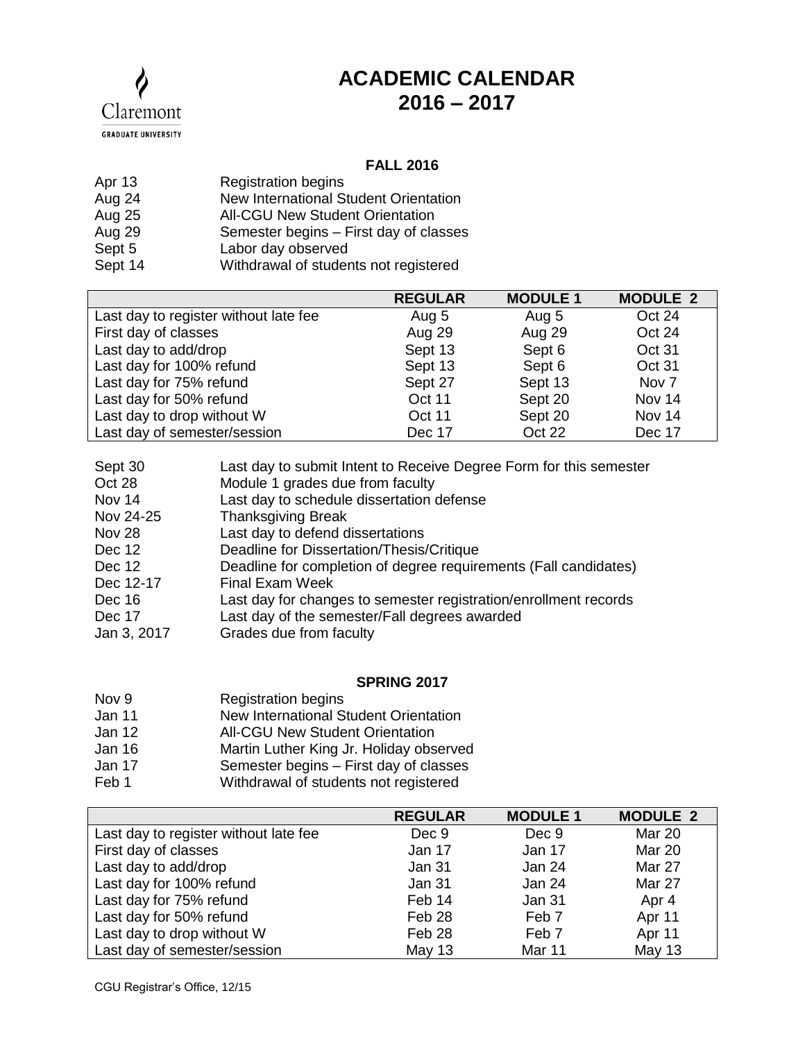Claremont

GRADUATE UNIVERSITY

# ACADEMIC CALENDAR
# 2016 – 2017

## FALL 2016

| | |
|---|---|
| Apr 13 | Registration begins |
| Aug 24 | New International Student Orientation |
| Aug 25 | All-CGU New Student Orientation |
| Aug 29 | Semester begins – First day of classes |
| Sept 5 | Labor day observed |
| Sept 14 | Withdrawal of students not registered |

| | REGULAR | MODULE 1 | MODULE 2 |
|---|---|---|---|
| Last day to register without late fee | Aug 5 | Aug 5 | Oct 24 |
| First day of classes | Aug 29 | Aug 29 | Oct 24 |
| Last day to add/drop | Sept 13 | Sept 6 | Oct 31 |
| Last day for 100% refund | Sept 13 | Sept 6 | Oct 31 |
| Last day for 75% refund | Sept 27 | Sept 13 | Nov 7 |
| Last day for 50% refund | Oct 11 | Sept 20 | Nov 14 |
| Last day to drop without W | Oct 11 | Sept 20 | Nov 14 |
| Last day of semester/session | Dec 17 | Oct 22 | Dec 17 |

| | |
|---|---|
| Sept 30 | Last day to submit Intent to Receive Degree Form for this semester |
| Oct 28 | Module 1 grades due from faculty |
| Nov 14 | Last day to schedule dissertation defense |
| Nov 24-25 | Thanksgiving Break |
| Nov 28 | Last day to defend dissertations |
| Dec 12 | Deadline for Dissertation/Thesis/Critique |
| Dec 12 | Deadline for completion of degree requirements (Fall candidates) |
| Dec 12-17 | Final Exam Week |
| Dec 16 | Last day for changes to semester registration/enrollment records |
| Dec 17 | Last day of the semester/Fall degrees awarded |
| Jan 3, 2017 | Grades due from faculty |

## SPRING 2017

| | |
|---|---|
| Nov 9 | Registration begins |
| Jan 11 | New International Student Orientation |
| Jan 12 | All-CGU New Student Orientation |
| Jan 16 | Martin Luther King Jr. Holiday observed |
| Jan 17 | Semester begins – First day of classes |
| Feb 1 | Withdrawal of students not registered |

| | REGULAR | MODULE 1 | MODULE 2 |
|---|---|---|---|
| Last day to register without late fee | Dec 9 | Dec 9 | Mar 20 |
| First day of classes | Jan 17 | Jan 17 | Mar 20 |
| Last day to add/drop | Jan 31 | Jan 24 | Mar 27 |
| Last day for 100% refund | Jan 31 | Jan 24 | Mar 27 |
| Last day for 75% refund | Feb 14 | Jan 31 | Apr 4 |
| Last day for 50% refund | Feb 28 | Feb 7 | Apr 11 |
| Last day to drop without W | Feb 28 | Feb 7 | Apr 11 |
| Last day of semester/session | May 13 | Mar 11 | May 13 |

CGU Registrar's Office, 12/15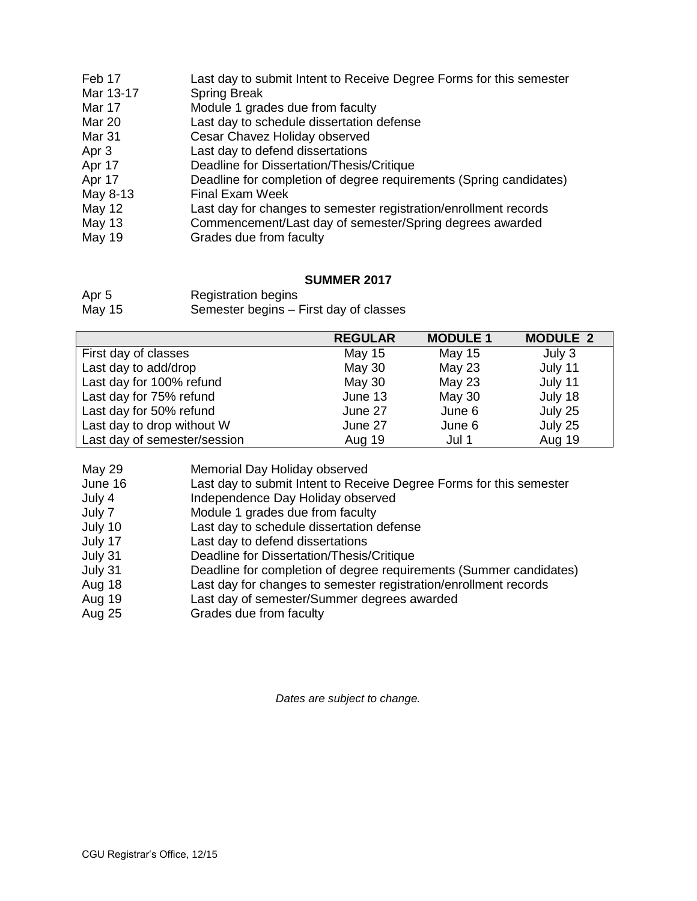| | |
|---|---|
| Feb 17 | Last day to submit Intent to Receive Degree Forms for this semester |
| Mar 13-17 | Spring Break |
| Mar 17 | Module 1 grades due from faculty |
| Mar 20 | Last day to schedule dissertation defense |
| Mar 31 | Cesar Chavez Holiday observed |
| Apr 3 | Last day to defend dissertations |
| Apr 17 | Deadline for Dissertation/Thesis/Critique |
| Apr 17 | Deadline for completion of degree requirements (Spring candidates) |
| May 8-13 | Final Exam Week |
| May 12 | Last day for changes to semester registration/enrollment records |
| May 13 | Commencement/Last day of semester/Spring degrees awarded |
| May 19 | Grades due from faculty |

## SUMMER 2017

| | |
|---|---|
| Apr 5 | Registration begins |
| May 15 | Semester begins – First day of classes |

| | REGULAR | MODULE 1 | MODULE 2 |
|---|---|---|---|
| First day of classes | May 15 | May 15 | July 3 |
| Last day to add/drop | May 30 | May 23 | July 11 |
| Last day for 100% refund | May 30 | May 23 | July 11 |
| Last day for 75% refund | June 13 | May 30 | July 18 |
| Last day for 50% refund | June 27 | June 6 | July 25 |
| Last day to drop without W | June 27 | June 6 | July 25 |
| Last day of semester/session | Aug 19 | Jul 1 | Aug 19 |

| | |
|---|---|
| May 29 | Memorial Day Holiday observed |
| June 16 | Last day to submit Intent to Receive Degree Forms for this semester |
| July 4 | Independence Day Holiday observed |
| July 7 | Module 1 grades due from faculty |
| July 10 | Last day to schedule dissertation defense |
| July 17 | Last day to defend dissertations |
| July 31 | Deadline for Dissertation/Thesis/Critique |
| July 31 | Deadline for completion of degree requirements (Summer candidates) |
| Aug 18 | Last day for changes to semester registration/enrollment records |
| Aug 19 | Last day of semester/Summer degrees awarded |
| Aug 25 | Grades due from faculty |

*Dates are subject to change.*

CGU Registrar's Office, 12/15